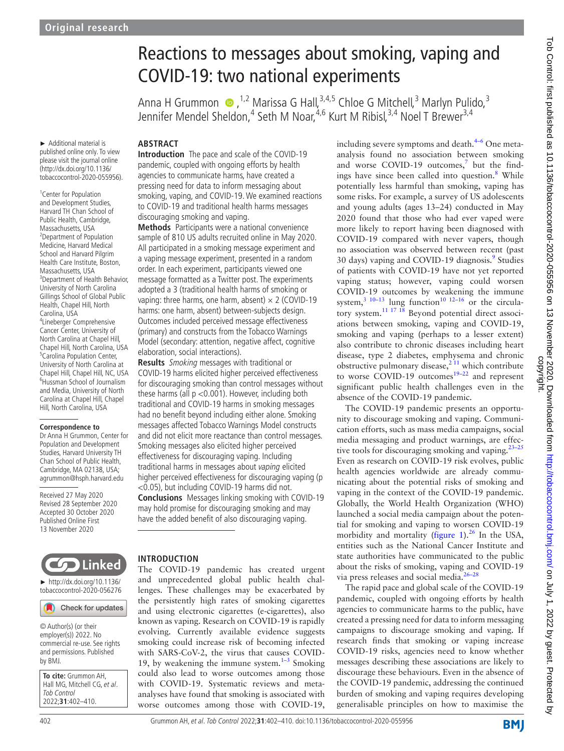Original research

# Reactions to messages about smoking, vaping and COVID-19: two national experiments

Anna H Grummon,[1,2] Marissa G Hall,[3,4,5] Chloe G Mitchell,[3] Marlyn Pulido,[3] Jennifer Mendel Sheldon,[4] Seth M Noar,[4,6] Kurt M Ribisl,[3,4] Noel T Brewer[3,4]

► Additional material is published online only. To view please visit the journal online (http://dx.doi.org/10.1136/tobaccocontrol-2020-055956).

[1]Center for Population and Development Studies, Harvard TH Chan School of Public Health, Cambridge, Massachusetts, USA
[2]Department of Population Medicine, Harvard Medical School and Harvard Pilgrim Health Care Institute, Boston, Massachusetts, USA
[3]Department of Health Behavior, University of North Carolina Gillings School of Global Public Health, Chapel Hill, North Carolina, USA
[4]Lineberger Comprehensive Cancer Center, University of North Carolina at Chapel Hill, Chapel Hill, North Carolina, USA
[5]Carolina Population Center, University of North Carolina at Chapel Hill, Chapel Hill, NC, USA
[6]Hussman School of Journalism and Media, University of North Carolina at Chapel Hill, Chapel Hill, North Carolina, USA

**Correspondence to**
Dr Anna H Grummon, Center for Population and Development Studies, Harvard University TH Chan School of Public Health, Cambridge, MA 02138, USA; agrummon@hsph.harvard.edu

Received 27 May 2020
Revised 28 September 2020
Accepted 30 October 2020
Published Online First 13 November 2020

► http://dx.doi.org/10.1136/tobaccocontrol-2020-056276

© Author(s) (or their employer(s)) 2022. No commercial re-use. See rights and permissions. Published by BMJ.

**To cite:** Grummon AH, Hall MG, Mitchell CG, *et al*. *Tob Control* 2022;**31**:402–410.

## ABSTRACT

**Introduction** The pace and scale of the COVID-19 pandemic, coupled with ongoing efforts by health agencies to communicate harms, have created a pressing need for data to inform messaging about smoking, vaping, and COVID-19. We examined reactions to COVID-19 and traditional health harms messages discouraging smoking and vaping.

**Methods** Participants were a national convenience sample of 810 US adults recruited online in May 2020. All participated in a smoking message experiment and a vaping message experiment, presented in a random order. In each experiment, participants viewed one message formatted as a Twitter post. The experiments adopted a 3 (traditional health harms of smoking or vaping: three harms, one harm, absent) × 2 (COVID-19 harms: one harm, absent) between-subjects design. Outcomes included perceived message effectiveness (primary) and constructs from the Tobacco Warnings Model (secondary: attention, negative affect, cognitive elaboration, social interactions).

**Results** *Smoking* messages with traditional or COVID-19 harms elicited higher perceived effectiveness for discouraging smoking than control messages without these harms (all $p < 0.001$). However, including both traditional and COVID-19 harms in smoking messages had no benefit beyond including either alone. Smoking messages affected Tobacco Warnings Model constructs and did not elicit more reactance than control messages. Smoking messages also elicited higher perceived effectiveness for discouraging vaping. Including traditional harms in messages about *vaping* elicited higher perceived effectiveness for discouraging vaping ($p < 0.05$), but including COVID-19 harms did not.

**Conclusions** Messages linking smoking with COVID-19 may hold promise for discouraging smoking and may have the added benefit of also discouraging vaping.

## INTRODUCTION

The COVID-19 pandemic has created urgent and unprecedented global public health challenges. These challenges may be exacerbated by the persistently high rates of smoking cigarettes and using electronic cigarettes (e-cigarettes), also known as vaping. Research on COVID-19 is rapidly evolving. Currently available evidence suggests smoking could increase risk of becoming infected with SARS-CoV-2, the virus that causes COVID-19, by weakening the immune system.[1–3] Smoking could also lead to worse outcomes among those with COVID-19. Systematic reviews and meta-analyses have found that smoking is associated with worse outcomes among those with COVID-19, including severe symptoms and death.[4–6] One meta-analysis found no association between smoking and worse COVID-19 outcomes,[7] but the findings have since been called into question.[8] While potentially less harmful than smoking, vaping has some risks. For example, a survey of US adolescents and young adults (ages 13–24) conducted in May 2020 found that those who had ever vaped were more likely to report having been diagnosed with COVID-19 compared with never vapers, though no association was observed between recent (past 30 days) vaping and COVID-19 diagnosis.[9] Studies of patients with COVID-19 have not yet reported vaping status; however, vaping could worsen COVID-19 outcomes by weakening the immune system,[3 10–13] lung function[10 12–16] or the circulatory system.[11 17 18] Beyond potential direct associations between smoking, vaping and COVID-19, smoking and vaping (perhaps to a lesser extent) also contribute to chronic diseases including heart disease, type 2 diabetes, emphysema and chronic obstructive pulmonary disease,[2 11] which contribute to worse COVID-19 outcomes[19–22] and represent significant public health challenges even in the absence of the COVID-19 pandemic.

The COVID-19 pandemic presents an opportunity to discourage smoking and vaping. Communication efforts, such as mass media campaigns, social media messaging and product warnings, are effective tools for discouraging smoking and vaping.[23–25] Even as research on COVID-19 risk evolves, public health agencies worldwide are already communicating about the potential risks of smoking and vaping in the context of the COVID-19 pandemic. Globally, the World Health Organization (WHO) launched a social media campaign about the potential for smoking and vaping to worsen COVID-19 morbidity and mortality (figure 1).[26] In the USA, entities such as the National Cancer Institute and state authorities have communicated to the public about the risks of smoking, vaping and COVID-19 via press releases and social media.[26–28]

The rapid pace and global scale of the COVID-19 pandemic, coupled with ongoing efforts by health agencies to communicate harms to the public, have created a pressing need for data to inform messaging campaigns to discourage smoking and vaping. If research finds that smoking or vaping increase COVID-19 risks, agencies need to know whether messages describing these associations are likely to discourage these behaviours. Even in the absence of the COVID-19 pandemic, addressing the continued burden of smoking and vaping requires developing generalisable principles on how to maximise the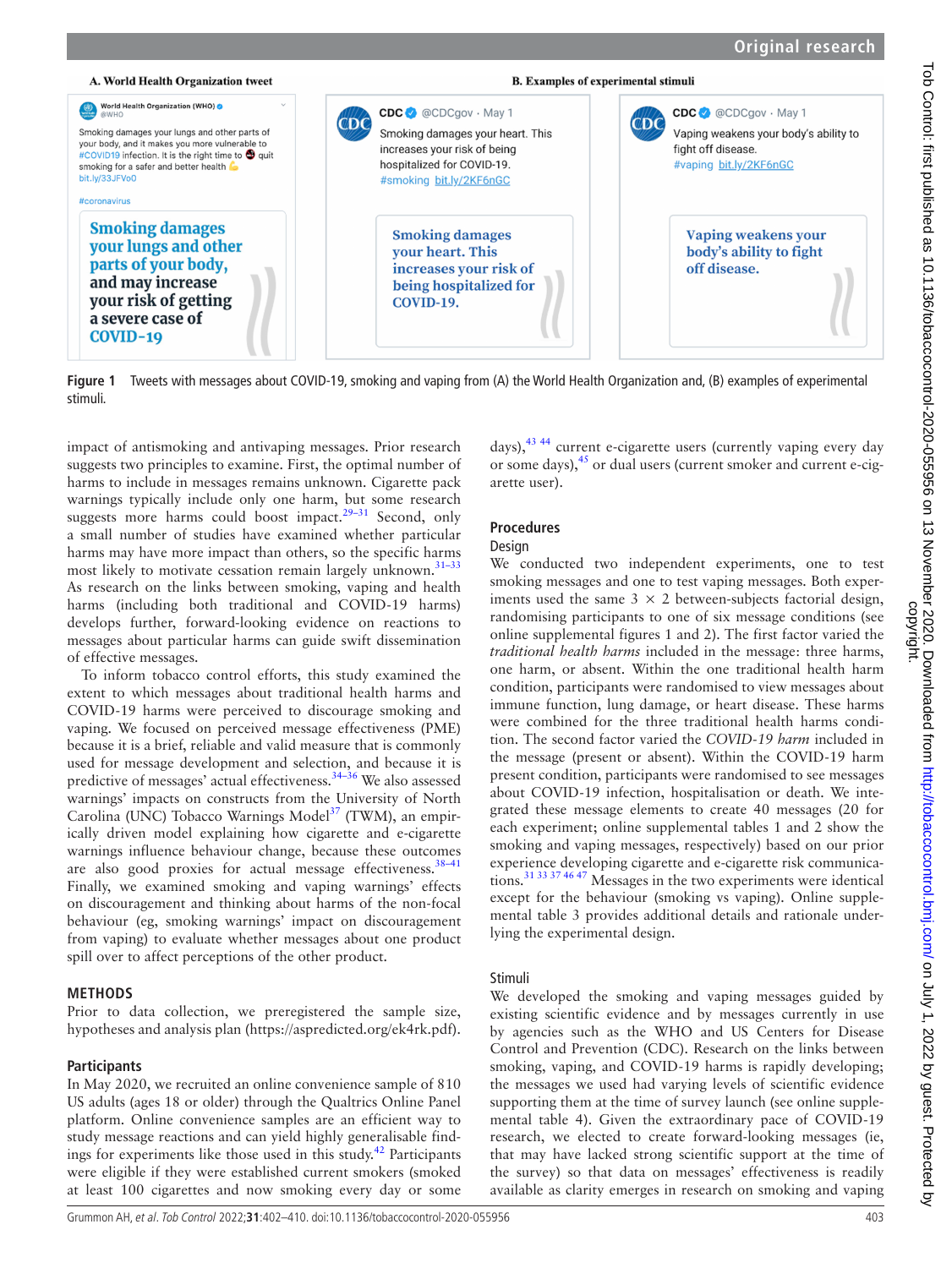A. World Health Organization tweet

World Health Organization (WHO)
@WHO

Smoking damages your lungs and other parts of your body, and it makes you more vulnerable to #COVID19 infection. It is the right time to quit smoking for a safer and better health
bit.ly/33JFVb0

#coronavirus

Smoking damages your lungs and other parts of your body, and may increase your risk of getting a severe case of COVID-19

B. Examples of experimental stimuli

CDC @CDCgov · May 1
Smoking damages your heart. This increases your risk of being hospitalized for COVID-19.
#smoking bit.ly/2KF6nGC

Smoking damages your heart. This increases your risk of being hospitalized for COVID-19.

CDC @CDCgov · May 1
Vaping weakens your body's ability to fight off disease.
#vaping bit.ly/2KF6nGC

Vaping weakens your body's ability to fight off disease.

**Figure 1** Tweets with messages about COVID-19, smoking and vaping from (A) the World Health Organization and, (B) examples of experimental stimuli.

impact of antismoking and antivaping messages. Prior research suggests two principles to examine. First, the optimal number of harms to include in messages remains unknown. Cigarette pack warnings typically include only one harm, but some research suggests more harms could boost impact.[29–31] Second, only a small number of studies have examined whether particular harms may have more impact than others, so the specific harms most likely to motivate cessation remain largely unknown.[31–33] As research on the links between smoking, vaping and health harms (including both traditional and COVID-19 harms) develops further, forward-looking evidence on reactions to messages about particular harms can guide swift dissemination of effective messages.

To inform tobacco control efforts, this study examined the extent to which messages about traditional health harms and COVID-19 harms were perceived to discourage smoking and vaping. We focused on perceived message effectiveness (PME) because it is a brief, reliable and valid measure that is commonly used for message development and selection, and because it is predictive of messages' actual effectiveness.[34–36] We also assessed warnings' impacts on constructs from the University of North Carolina (UNC) Tobacco Warnings Model[37] (TWM), an empirically driven model explaining how cigarette and e-cigarette warnings influence behaviour change, because these outcomes are also good proxies for actual message effectiveness.[38–41] Finally, we examined smoking and vaping warnings' effects on discouragement and thinking about harms of the non-focal behaviour (eg, smoking warnings' impact on discouragement from vaping) to evaluate whether messages about one product spill over to affect perceptions of the other product.

## METHODS

Prior to data collection, we preregistered the sample size, hypotheses and analysis plan (https://aspredicted.org/ek4rk.pdf).

### Participants

In May 2020, we recruited an online convenience sample of 810 US adults (ages 18 or older) through the Qualtrics Online Panel platform. Online convenience samples are an efficient way to study message reactions and can yield highly generalisable findings for experiments like those used in this study.[42] Participants were eligible if they were established current smokers (smoked at least 100 cigarettes and now smoking every day or some days),[43 44] current e-cigarette users (currently vaping every day or some days),[45] or dual users (current smoker and current e-cigarette user).

### Procedures

#### Design

We conducted two independent experiments, one to test smoking messages and one to test vaping messages. Both experiments used the same 3 × 2 between-subjects factorial design, randomising participants to one of six message conditions (see online supplemental figures 1 and 2). The first factor varied the *traditional health harms* included in the message: three harms, one harm, or absent. Within the one traditional health harm condition, participants were randomised to view messages about immune function, lung damage, or heart disease. These harms were combined for the three traditional health harms condition. The second factor varied the *COVID-19 harm* included in the message (present or absent). Within the COVID-19 harm present condition, participants were randomised to see messages about COVID-19 infection, hospitalisation or death. We integrated these message elements to create 40 messages (20 for each experiment; online supplemental tables 1 and 2 show the smoking and vaping messages, respectively) based on our prior experience developing cigarette and e-cigarette risk communications.[31 33 37 46 47] Messages in the two experiments were identical except for the behaviour (smoking vs vaping). Online supplemental table 3 provides additional details and rationale underlying the experimental design.

#### Stimuli

We developed the smoking and vaping messages guided by existing scientific evidence and by messages currently in use by agencies such as the WHO and US Centers for Disease Control and Prevention (CDC). Research on the links between smoking, vaping, and COVID-19 harms is rapidly developing; the messages we used had varying levels of scientific evidence supporting them at the time of survey launch (see online supplemental table 4). Given the extraordinary pace of COVID-19 research, we elected to create forward-looking messages (ie, that may have lacked strong scientific support at the time of the survey) so that data on messages' effectiveness is readily available as clarity emerges in research on smoking and vaping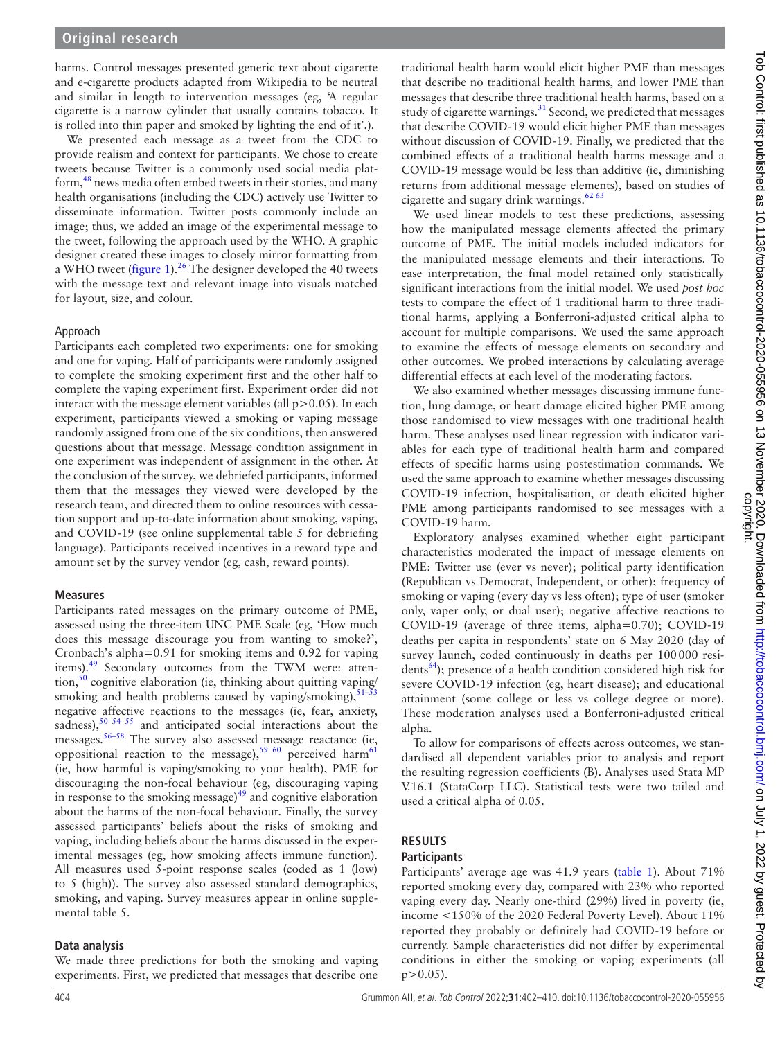harms. Control messages presented generic text about cigarette and e-cigarette products adapted from Wikipedia to be neutral and similar in length to intervention messages (eg, 'A regular cigarette is a narrow cylinder that usually contains tobacco. It is rolled into thin paper and smoked by lighting the end of it'.).

We presented each message as a tweet from the CDC to provide realism and context for participants. We chose to create tweets because Twitter is a commonly used social media platform,[48] news media often embed tweets in their stories, and many health organisations (including the CDC) actively use Twitter to disseminate information. Twitter posts commonly include an image; thus, we added an image of the experimental message to the tweet, following the approach used by the WHO. A graphic designer created these images to closely mirror formatting from a WHO tweet (figure 1).[26] The designer developed the 40 tweets with the message text and relevant image into visuals matched for layout, size, and colour.

### Approach

Participants each completed two experiments: one for smoking and one for vaping. Half of participants were randomly assigned to complete the smoking experiment first and the other half to complete the vaping experiment first. Experiment order did not interact with the message element variables (all $p>0.05$). In each experiment, participants viewed a smoking or vaping message randomly assigned from one of the six conditions, then answered questions about that message. Message condition assignment in one experiment was independent of assignment in the other. At the conclusion of the survey, we debriefed participants, informed them that the messages they viewed were developed by the research team, and directed them to online resources with cessation support and up-to-date information about smoking, vaping, and COVID-19 (see online supplemental table 5 for debriefing language). Participants received incentives in a reward type and amount set by the survey vendor (eg, cash, reward points).

### Measures

Participants rated messages on the primary outcome of PME, assessed using the three-item UNC PME Scale (eg, 'How much does this message discourage you from wanting to smoke?', Cronbach's alpha=0.91 for smoking items and 0.92 for vaping items).[49] Secondary outcomes from the TWM were: attention,[50] cognitive elaboration (ie, thinking about quitting vaping/smoking and health problems caused by vaping/smoking),[51–53] negative affective reactions to the messages (ie, fear, anxiety, sadness),[50 54 55] and anticipated social interactions about the messages.[56–58] The survey also assessed message reactance (ie, oppositional reaction to the message),[59 60] perceived harm[61] (ie, how harmful is vaping/smoking to your health), PME for discouraging the non-focal behaviour (eg, discouraging vaping in response to the smoking message)[49] and cognitive elaboration about the harms of the non-focal behaviour. Finally, the survey assessed participants' beliefs about the risks of smoking and vaping, including beliefs about the harms discussed in the experimental messages (eg, how smoking affects immune function). All measures used 5-point response scales (coded as 1 (low) to 5 (high)). The survey also assessed standard demographics, smoking, and vaping. Survey measures appear in online supplemental table 5.

### Data analysis

We made three predictions for both the smoking and vaping experiments. First, we predicted that messages that describe one traditional health harm would elicit higher PME than messages that describe no traditional health harms, and lower PME than messages that describe three traditional health harms, based on a study of cigarette warnings.[31] Second, we predicted that messages that describe COVID-19 would elicit higher PME than messages without discussion of COVID-19. Finally, we predicted that the combined effects of a traditional health harms message and a COVID-19 message would be less than additive (ie, diminishing returns from additional message elements), based on studies of cigarette and sugary drink warnings.[62 63]

We used linear models to test these predictions, assessing how the manipulated message elements affected the primary outcome of PME. The initial models included indicators for the manipulated message elements and their interactions. To ease interpretation, the final model retained only statistically significant interactions from the initial model. We used *post hoc* tests to compare the effect of 1 traditional harm to three traditional harms, applying a Bonferroni-adjusted critical alpha to account for multiple comparisons. We used the same approach to examine the effects of message elements on secondary and other outcomes. We probed interactions by calculating average differential effects at each level of the moderating factors.

We also examined whether messages discussing immune function, lung damage, or heart damage elicited higher PME among those randomised to view messages with one traditional health harm. These analyses used linear regression with indicator variables for each type of traditional health harm and compared effects of specific harms using postestimation commands. We used the same approach to examine whether messages discussing COVID-19 infection, hospitalisation, or death elicited higher PME among participants randomised to see messages with a COVID-19 harm.

Exploratory analyses examined whether eight participant characteristics moderated the impact of message elements on PME: Twitter use (ever vs never); political party identification (Republican vs Democrat, Independent, or other); frequency of smoking or vaping (every day vs less often); type of user (smoker only, vaper only, or dual user); negative affective reactions to COVID-19 (average of three items, alpha=0.70); COVID-19 deaths per capita in respondents' state on 6 May 2020 (day of survey launch, coded continuously in deaths per 100 000 residents[64]); presence of a health condition considered high risk for severe COVID-19 infection (eg, heart disease); and educational attainment (some college or less vs college degree or more). These moderation analyses used a Bonferroni-adjusted critical alpha.

To allow for comparisons of effects across outcomes, we standardised all dependent variables prior to analysis and report the resulting regression coefficients (B). Analyses used Stata MP V.16.1 (StataCorp LLC). Statistical tests were two tailed and used a critical alpha of 0.05.

## RESULTS

### Participants

Participants' average age was 41.9 years (table 1). About 71% reported smoking every day, compared with 23% who reported vaping every day. Nearly one-third (29%) lived in poverty (ie, income <150% of the 2020 Federal Poverty Level). About 11% reported they probably or definitely had COVID-19 before or currently. Sample characteristics did not differ by experimental conditions in either the smoking or vaping experiments (all $p>0.05$).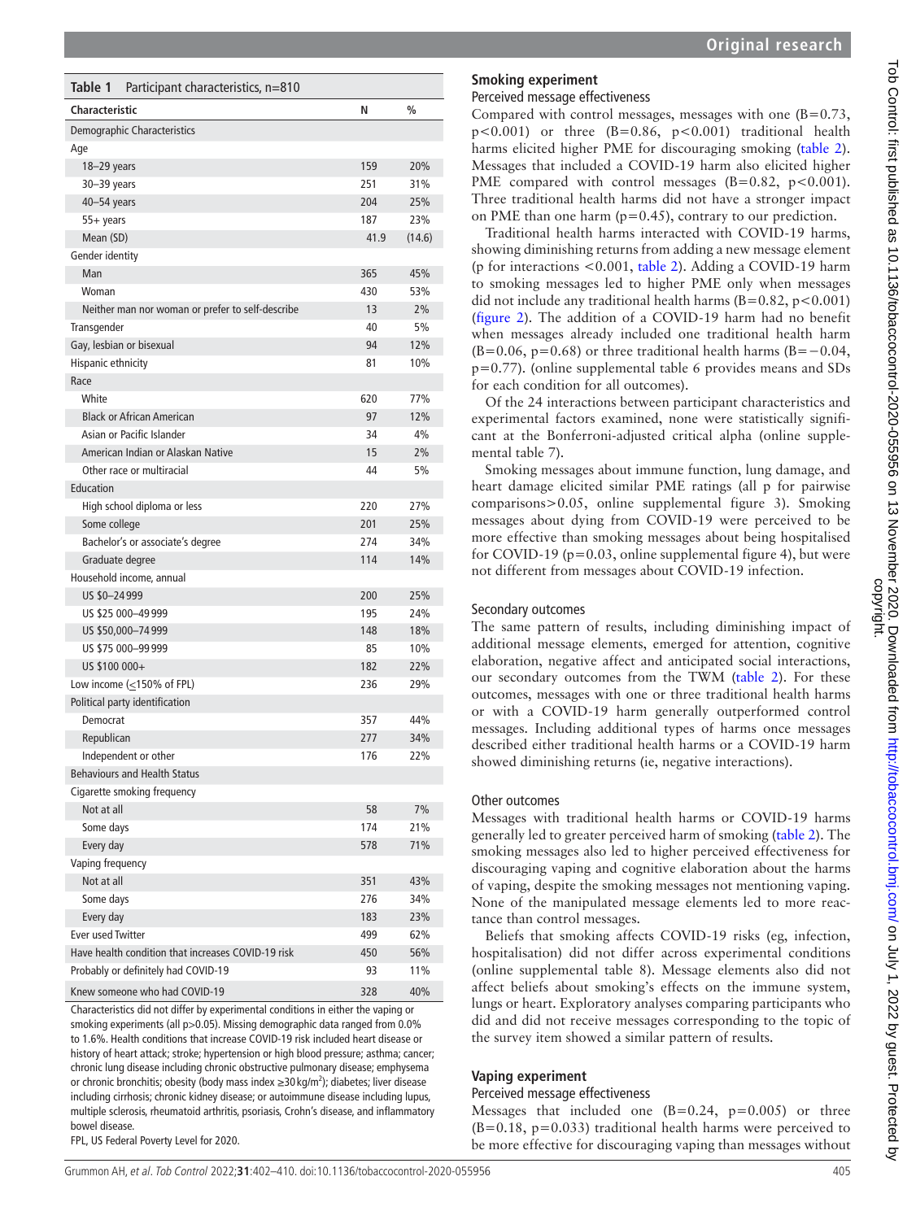**Table 1** Participant characteristics, n=810

| Characteristic | N | % |
|---|---|---|
| Demographic Characteristics | | |
| Age | | |
| 18–29 years | 159 | 20% |
| 30–39 years | 251 | 31% |
| 40–54 years | 204 | 25% |
| 55+ years | 187 | 23% |
| Mean (SD) | 41.9 | (14.6) |
| Gender identity | | |
| Man | 365 | 45% |
| Woman | 430 | 53% |
| Neither man nor woman or prefer to self-describe | 13 | 2% |
| Transgender | 40 | 5% |
| Gay, lesbian or bisexual | 94 | 12% |
| Hispanic ethnicity | 81 | 10% |
| Race | | |
| White | 620 | 77% |
| Black or African American | 97 | 12% |
| Asian or Pacific Islander | 34 | 4% |
| American Indian or Alaskan Native | 15 | 2% |
| Other race or multiracial | 44 | 5% |
| Education | | |
| High school diploma or less | 220 | 27% |
| Some college | 201 | 25% |
| Bachelor's or associate's degree | 274 | 34% |
| Graduate degree | 114 | 14% |
| Household income, annual | | |
| US $0–24 999 | 200 | 25% |
| US $25 000–49 999 | 195 | 24% |
| US $50,000–74 999 | 148 | 18% |
| US $75 000–99 999 | 85 | 10% |
| US $100 000+ | 182 | 22% |
| Low income (≤150% of FPL) | 236 | 29% |
| Political party identification | | |
| Democrat | 357 | 44% |
| Republican | 277 | 34% |
| Independent or other | 176 | 22% |
| Behaviours and Health Status | | |
| Cigarette smoking frequency | | |
| Not at all | 58 | 7% |
| Some days | 174 | 21% |
| Every day | 578 | 71% |
| Vaping frequency | | |
| Not at all | 351 | 43% |
| Some days | 276 | 34% |
| Every day | 183 | 23% |
| Ever used Twitter | 499 | 62% |
| Have health condition that increases COVID-19 risk | 450 | 56% |
| Probably or definitely had COVID-19 | 93 | 11% |
| Knew someone who had COVID-19 | 328 | 40% |

Characteristics did not differ by experimental conditions in either the vaping or smoking experiments (all p>0.05). Missing demographic data ranged from 0.0% to 1.6%. Health conditions that increase COVID-19 risk included heart disease or history of heart attack; stroke; hypertension or high blood pressure; asthma; cancer; chronic lung disease including chronic obstructive pulmonary disease; emphysema or chronic bronchitis; obesity (body mass index ≥30 kg/m$^2$); diabetes; liver disease including cirrhosis; chronic kidney disease; or autoimmune disease including lupus, multiple sclerosis, rheumatoid arthritis, psoriasis, Crohn's disease, and inflammatory bowel disease.

FPL, US Federal Poverty Level for 2020.

## Smoking experiment

### Perceived message effectiveness

Compared with control messages, messages with one (B=0.73, p<0.001) or three (B=0.86, p<0.001) traditional health harms elicited higher PME for discouraging smoking (table 2). Messages that included a COVID-19 harm also elicited higher PME compared with control messages (B=0.82, p<0.001). Three traditional health harms did not have a stronger impact on PME than one harm (p=0.45), contrary to our prediction.

Traditional health harms interacted with COVID-19 harms, showing diminishing returns from adding a new message element (p for interactions <0.001, table 2). Adding a COVID-19 harm to smoking messages led to higher PME only when messages did not include any traditional health harms (B=0.82, p<0.001) (figure 2). The addition of a COVID-19 harm had no benefit when messages already included one traditional health harm (B=0.06, p=0.68) or three traditional health harms (B=−0.04, p=0.77). (online supplemental table 6 provides means and SDs for each condition for all outcomes).

Of the 24 interactions between participant characteristics and experimental factors examined, none were statistically significant at the Bonferroni-adjusted critical alpha (online supplemental table 7).

Smoking messages about immune function, lung damage, and heart damage elicited similar PME ratings (all p for pairwise comparisons>0.05, online supplemental figure 3). Smoking messages about dying from COVID-19 were perceived to be more effective than smoking messages about being hospitalised for COVID-19 (p=0.03, online supplemental figure 4), but were not different from messages about COVID-19 infection.

### Secondary outcomes

The same pattern of results, including diminishing impact of additional message elements, emerged for attention, cognitive elaboration, negative affect and anticipated social interactions, our secondary outcomes from the TWM (table 2). For these outcomes, messages with one or three traditional health harms or with a COVID-19 harm generally outperformed control messages. Including additional types of harms once messages described either traditional health harms or a COVID-19 harm showed diminishing returns (ie, negative interactions).

### Other outcomes

Messages with traditional health harms or COVID-19 harms generally led to greater perceived harm of smoking (table 2). The smoking messages also led to higher perceived effectiveness for discouraging vaping and cognitive elaboration about the harms of vaping, despite the smoking messages not mentioning vaping. None of the manipulated message elements led to more reactance than control messages.

Beliefs that smoking affects COVID-19 risks (eg, infection, hospitalisation) did not differ across experimental conditions (online supplemental table 8). Message elements also did not affect beliefs about smoking's effects on the immune system, lungs or heart. Exploratory analyses comparing participants who did and did not receive messages corresponding to the topic of the survey item showed a similar pattern of results.

## Vaping experiment

### Perceived message effectiveness

Messages that included one (B=0.24, p=0.005) or three (B=0.18, p=0.033) traditional health harms were perceived to be more effective for discouraging vaping than messages without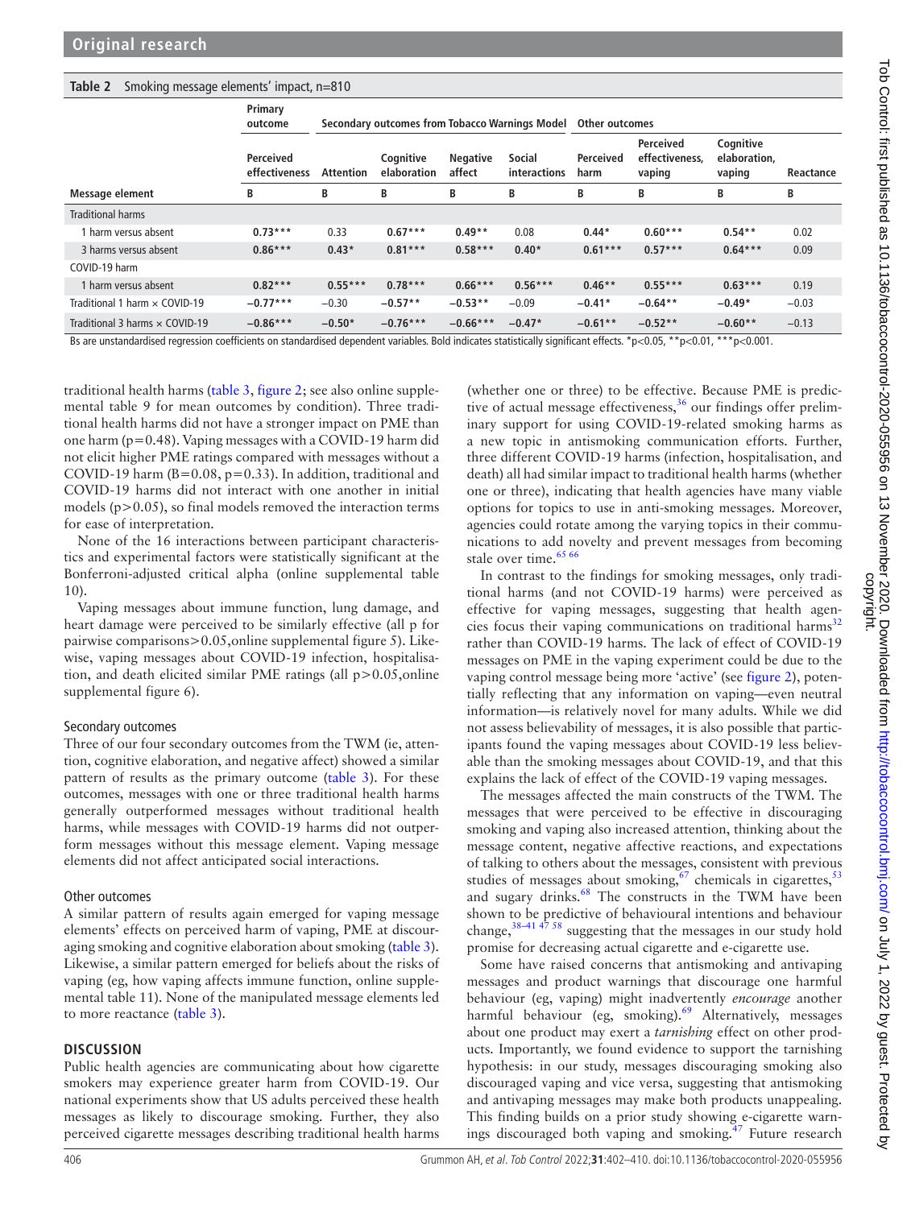**Table 2** Smoking message elements' impact, n=810

| | Primary outcome | Secondary outcomes from Tobacco Warnings Model | | | | Other outcomes | | | |
|---|---|---|---|---|---|---|---|---|---|
| | Perceived effectiveness | Attention | Cognitive elaboration | Negative affect | Social interactions | Perceived harm | Perceived effectiveness, vaping | Cognitive elaboration, vaping | Reactance |
| Message element | B | B | B | B | B | B | B | B | B |
| Traditional harms | | | | | | | | | |
| 1 harm versus absent | **0.73*** ** | 0.33 | **0.67*** ** | **0.49** ** | 0.08 | **0.44*** | **0.60*** ** | **0.54** ** | 0.02 |
| 3 harms versus absent | **0.86*** ** | **0.43*** | **0.81*** ** | **0.58*** ** | **0.40*** | **0.61*** ** | **0.57*** ** | **0.64*** ** | 0.09 |
| COVID-19 harm | | | | | | | | | |
| 1 harm versus absent | **0.82*** ** | **0.55*** ** | **0.78*** ** | **0.66*** ** | **0.56*** ** | **0.46** ** | **0.55*** ** | **0.63*** ** | 0.19 |
| Traditional 1 harm × COVID-19 | **−0.77*** ** | −0.30 | **−0.57** ** | **−0.53** ** | −0.09 | **−0.41*** | **−0.64** ** | **−0.49*** | −0.03 |
| Traditional 3 harms × COVID-19 | **−0.86*** ** | **−0.50*** | **−0.76*** ** | **−0.66*** ** | **−0.47*** | **−0.61** ** | **−0.52** ** | **−0.60** ** | −0.13 |

Bs are unstandardised regression coefficients on standardised dependent variables. Bold indicates statistically significant effects. *p<0.05, **p<0.01, ***p<0.001.

traditional health harms (table 3, figure 2; see also online supplemental table 9 for mean outcomes by condition). Three traditional health harms did not have a stronger impact on PME than one harm (p=0.48). Vaping messages with a COVID-19 harm did not elicit higher PME ratings compared with messages without a COVID-19 harm (B=0.08, p=0.33). In addition, traditional and COVID-19 harms did not interact with one another in initial models (p>0.05), so final models removed the interaction terms for ease of interpretation.

None of the 16 interactions between participant characteristics and experimental factors were statistically significant at the Bonferroni-adjusted critical alpha (online supplemental table 10).

Vaping messages about immune function, lung damage, and heart damage were perceived to be similarly effective (all p for pairwise comparisons>0.05,online supplemental figure 5). Likewise, vaping messages about COVID-19 infection, hospitalisation, and death elicited similar PME ratings (all p>0.05,online supplemental figure 6).

### Secondary outcomes

Three of our four secondary outcomes from the TWM (ie, attention, cognitive elaboration, and negative affect) showed a similar pattern of results as the primary outcome (table 3). For these outcomes, messages with one or three traditional health harms generally outperformed messages without traditional health harms, while messages with COVID-19 harms did not outperform messages without this message element. Vaping message elements did not affect anticipated social interactions.

### Other outcomes

A similar pattern of results again emerged for vaping message elements' effects on perceived harm of vaping, PME at discouraging smoking and cognitive elaboration about smoking (table 3). Likewise, a similar pattern emerged for beliefs about the risks of vaping (eg, how vaping affects immune function, online supplemental table 11). None of the manipulated message elements led to more reactance (table 3).

## DISCUSSION

Public health agencies are communicating about how cigarette smokers may experience greater harm from COVID-19. Our national experiments show that US adults perceived these health messages as likely to discourage smoking. Further, they also perceived cigarette messages describing traditional health harms (whether one or three) to be effective. Because PME is predictive of actual message effectiveness,[36] our findings offer preliminary support for using COVID-19-related smoking harms as a new topic in antismoking communication efforts. Further, three different COVID-19 harms (infection, hospitalisation, and death) all had similar impact to traditional health harms (whether one or three), indicating that health agencies have many viable options for topics to use in anti-smoking messages. Moreover, agencies could rotate among the varying topics in their communications to add novelty and prevent messages from becoming stale over time.[65 66]

In contrast to the findings for smoking messages, only traditional harms (and not COVID-19 harms) were perceived as effective for vaping messages, suggesting that health agencies focus their vaping communications on traditional harms[32] rather than COVID-19 harms. The lack of effect of COVID-19 messages on PME in the vaping experiment could be due to the vaping control message being more 'active' (see figure 2), potentially reflecting that any information on vaping—even neutral information—is relatively novel for many adults. While we did not assess believability of messages, it is also possible that participants found the vaping messages about COVID-19 less believable than the smoking messages about COVID-19, and that this explains the lack of effect of the COVID-19 vaping messages.

The messages affected the main constructs of the TWM. The messages that were perceived to be effective in discouraging smoking and vaping also increased attention, thinking about the message content, negative affective reactions, and expectations of talking to others about the messages, consistent with previous studies of messages about smoking,[67] chemicals in cigarettes,[53] and sugary drinks.[68] The constructs in the TWM have been shown to be predictive of behavioural intentions and behaviour change,[38–41 47 58] suggesting that the messages in our study hold promise for decreasing actual cigarette and e-cigarette use.

Some have raised concerns that antismoking and antivaping messages and product warnings that discourage one harmful behaviour (eg, vaping) might inadvertently *encourage* another harmful behaviour (eg, smoking).[69] Alternatively, messages about one product may exert a *tarnishing* effect on other products. Importantly, we found evidence to support the tarnishing hypothesis: in our study, messages discouraging smoking also discouraged vaping and vice versa, suggesting that antismoking and antivaping messages may make both products unappealing. This finding builds on a prior study showing e-cigarette warnings discouraged both vaping and smoking.[47] Future research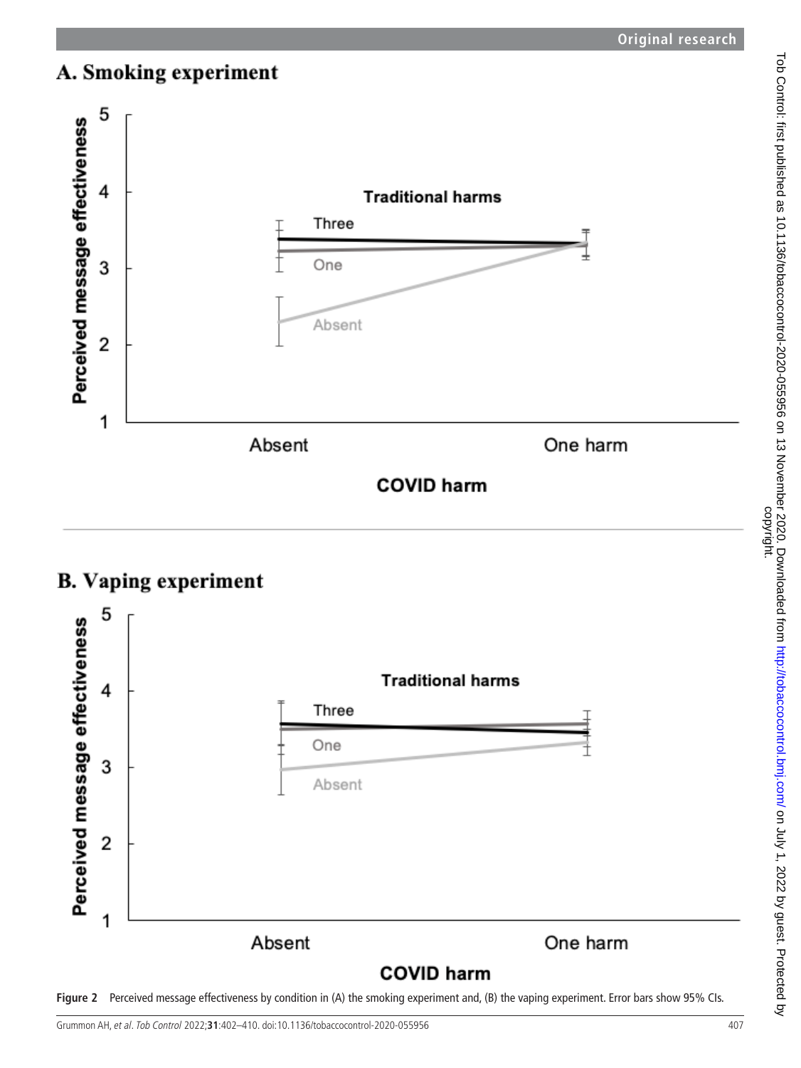## A. Smoking experiment

Perceived message effectiveness

5
4
3
2
1

Traditional harms

Three

One

Absent

Absent

One harm

COVID harm

## B. Vaping experiment

Perceived message effectiveness

5
4
3
2
1

Traditional harms

Three

One

Absent

Absent

One harm

COVID harm

**Figure 2** Perceived message effectiveness by condition in (A) the smoking experiment and, (B) the vaping experiment. Error bars show 95% CIs.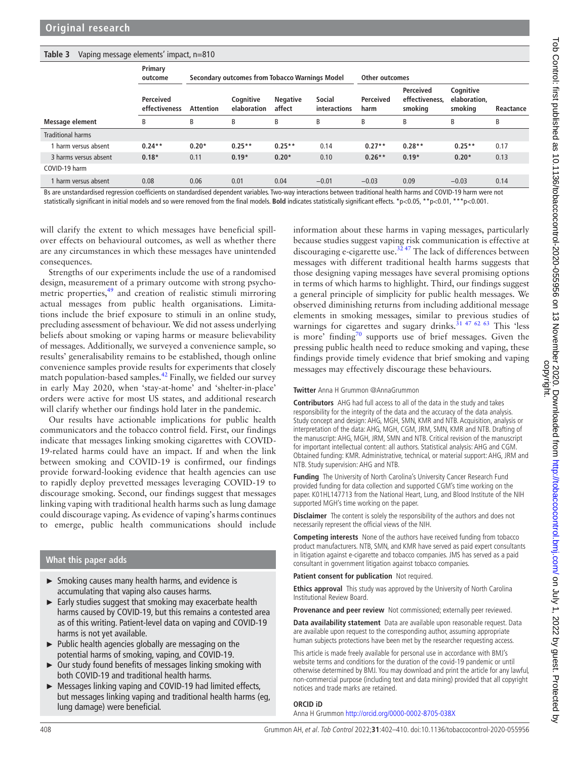**Table 3** Vaping message elements' impact, n=810

| | Primary outcome | Secondary outcomes from Tobacco Warnings Model | | | | Other outcomes | | | |
|---|---|---|---|---|---|---|---|---|---|
| | Perceived effectiveness | Attention | Cognitive elaboration | Negative affect | Social interactions | Perceived harm | Perceived effectiveness, smoking | Cognitive elaboration, smoking | Reactance |
| **Message element** | B | B | B | B | B | B | B | B | B |
| Traditional harms | | | | | | | | | |
| 1 harm versus absent | **0.24**** | **0.20*** | **0.25**** | **0.25**** | 0.14 | **0.27**** | **0.28**** | **0.25**** | 0.17 |
| 3 harms versus absent | **0.18*** | 0.11 | **0.19*** | **0.20*** | 0.10 | **0.26**** | **0.19*** | **0.20*** | 0.13 |
| COVID-19 harm | | | | | | | | | |
| 1 harm versus absent | 0.08 | 0.06 | 0.01 | 0.04 | −0.01 | −0.03 | 0.09 | −0.03 | 0.14 |

Bs are unstandardised regression coefficients on standardised dependent variables. Two-way interactions between traditional health harms and COVID-19 harm were not statistically significant in initial models and so were removed from the final models. **Bold** indicates statistically significant effects. *p<0.05, **p<0.01, ***p<0.001.

will clarify the extent to which messages have beneficial spillover effects on behavioural outcomes, as well as whether there are any circumstances in which these messages have unintended consequences.

Strengths of our experiments include the use of a randomised design, measurement of a primary outcome with strong psychometric properties,[49] and creation of realistic stimuli mirroring actual messages from public health organisations. Limitations include the brief exposure to stimuli in an online study, precluding assessment of behaviour. We did not assess underlying beliefs about smoking or vaping harms or measure believability of messages. Additionally, we surveyed a convenience sample, so results' generalisability remains to be established, though online convenience samples provide results for experiments that closely match population-based samples.[42] Finally, we fielded our survey in early May 2020, when 'stay-at-home' and 'shelter-in-place' orders were active for most US states, and additional research will clarify whether our findings hold later in the pandemic.

Our results have actionable implications for public health communicators and the tobacco control field. First, our findings indicate that messages linking smoking cigarettes with COVID-19-related harms could have an impact. If and when the link between smoking and COVID-19 is confirmed, our findings provide forward-looking evidence that health agencies can use to rapidly deploy prevetted messages leveraging COVID-19 to discourage smoking. Second, our findings suggest that messages linking vaping with traditional health harms such as lung damage could discourage vaping. As evidence of vaping's harms continues to emerge, public health communications should include information about these harms in vaping messages, particularly because studies suggest vaping risk communication is effective at discouraging e-cigarette use.[32,47] The lack of differences between messages with different traditional health harms suggests that those designing vaping messages have several promising options in terms of which harms to highlight. Third, our findings suggest a general principle of simplicity for public health messages. We observed diminishing returns from including additional message elements in smoking messages, similar to previous studies of warnings for cigarettes and sugary drinks.[31,47,62,63] This 'less is more' finding[70] supports use of brief messages. Given the pressing public health need to reduce smoking and vaping, these findings provide timely evidence that brief smoking and vaping messages may effectively discourage these behaviours.

## What this paper adds

- Smoking causes many health harms, and evidence is accumulating that vaping also causes harms.
- Early studies suggest that smoking may exacerbate health harms caused by COVID-19, but this remains a contested area as of this writing. Patient-level data on vaping and COVID-19 harms is not yet available.
- Public health agencies globally are messaging on the potential harms of smoking, vaping, and COVID-19.
- Our study found benefits of messages linking smoking with both COVID-19 and traditional health harms.
- Messages linking vaping and COVID-19 had limited effects, but messages linking vaping and traditional health harms (eg, lung damage) were beneficial.

**Twitter** Anna H Grummon @AnnaGrummon

**Contributors** AHG had full access to all of the data in the study and takes responsibility for the integrity of the data and the accuracy of the data analysis. Study concept and design: AHG, MGH, SMN, KMR and NTB. Acquisition, analysis or interpretation of the data: AHG, MGH, CGM, JRM, SMN, KMR and NTB. Drafting of the manuscript: AHG, MGH, JRM, SMN and NTB. Critical revision of the manuscript for important intellectual content: all authors. Statistical analysis: AHG and CGM. Obtained funding: KMR. Administrative, technical, or material support: AHG, JRM and NTB. Study supervision: AHG and NTB.

**Funding** The University of North Carolina's University Cancer Research Fund provided funding for data collection and supported CGM's time working on the paper. K01HL147713 from the National Heart, Lung, and Blood Institute of the NIH supported MGH's time working on the paper.

**Disclaimer** The content is solely the responsibility of the authors and does not necessarily represent the official views of the NIH.

**Competing interests** None of the authors have received funding from tobacco product manufacturers. NTB, SMN, and KMR have served as paid expert consultants in litigation against e-cigarette and tobacco companies. JMS has served as a paid consultant in government litigation against tobacco companies.

**Patient consent for publication** Not required.

**Ethics approval** This study was approved by the University of North Carolina Institutional Review Board.

**Provenance and peer review** Not commissioned; externally peer reviewed.

**Data availability statement** Data are available upon reasonable request. Data are available upon request to the corresponding author, assuming appropriate human subjects protections have been met by the researcher requesting access.

This article is made freely available for personal use in accordance with BMJ's website terms and conditions for the duration of the covid-19 pandemic or until otherwise determined by BMJ. You may download and print the article for any lawful, non-commercial purpose (including text and data mining) provided that all copyright notices and trade marks are retained.

**ORCID iD**

Anna H Grummon http://orcid.org/0000-0002-8705-038X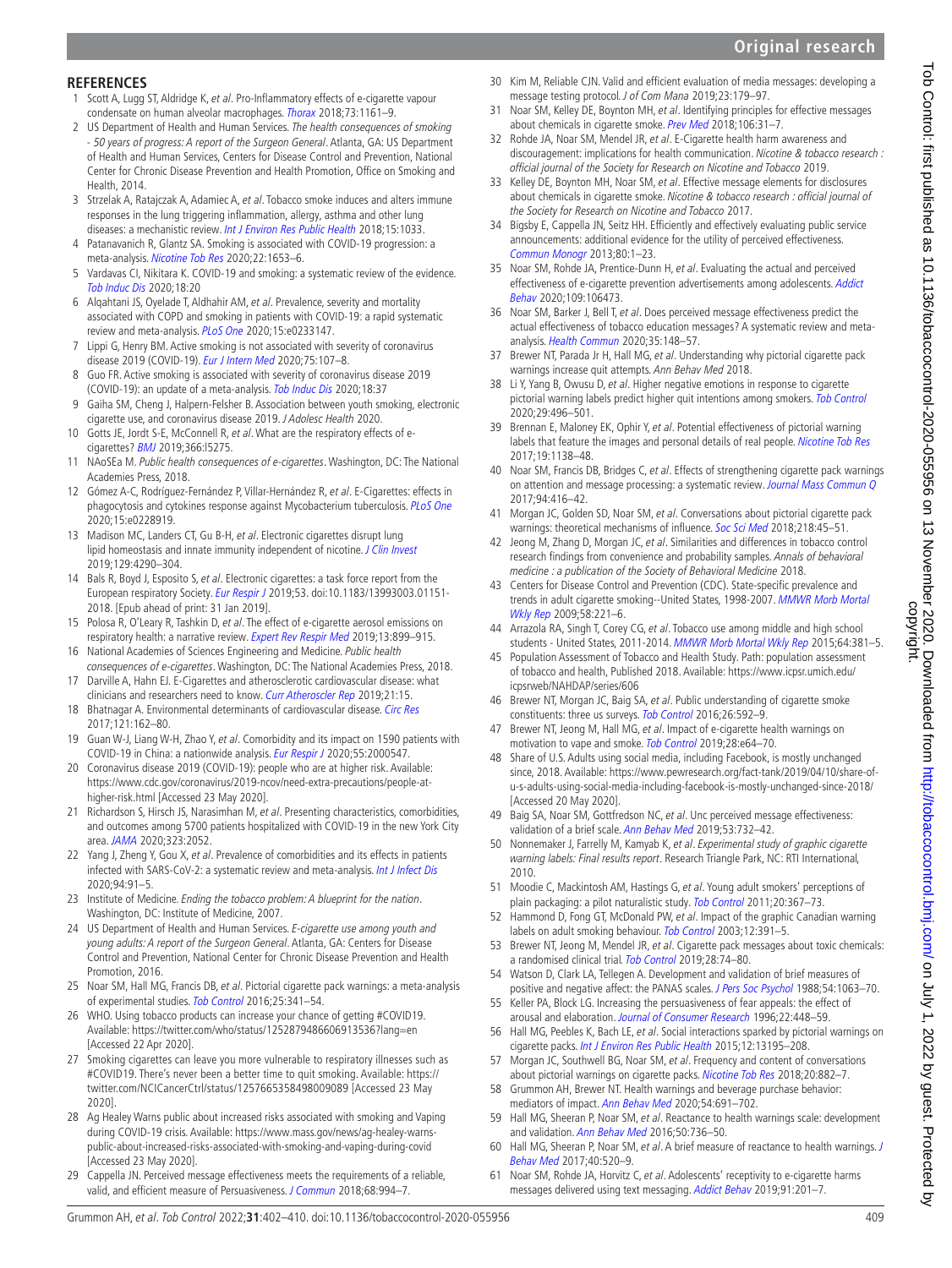## REFERENCES

1. Scott A, Lugg ST, Aldridge K, *et al*. Pro-Inflammatory effects of e-cigarette vapour condensate on human alveolar macrophages. *Thorax* 2018;73:1161–9.
2. US Department of Health and Human Services. *The health consequences of smoking - 50 years of progress: A report of the Surgeon General*. Atlanta, GA: US Department of Health and Human Services, Centers for Disease Control and Prevention, National Center for Chronic Disease Prevention and Health Promotion, Office on Smoking and Health, 2014.
3. Strzelak A, Ratajczak A, Adamiec A, *et al*. Tobacco smoke induces and alters immune responses in the lung triggering inflammation, allergy, asthma and other lung diseases: a mechanistic review. *Int J Environ Res Public Health* 2018;15:1033.
4. Patanavanich R, Glantz SA. Smoking is associated with COVID-19 progression: a meta-analysis. *Nicotine Tob Res* 2020;22:1653–6.
5. Vardavas CI, Nikitara K. COVID-19 and smoking: a systematic review of the evidence. *Tob Induc Dis* 2020;18:20
6. Alqahtani JS, Oyelade T, Aldhahir AM, *et al*. Prevalence, severity and mortality associated with COPD and smoking in patients with COVID-19: a rapid systematic review and meta-analysis. *PLoS One* 2020;15:e0233147.
7. Lippi G, Henry BM. Active smoking is not associated with severity of coronavirus disease 2019 (COVID-19). *Eur J Intern Med* 2020;75:107–8.
8. Guo FR. Active smoking is associated with severity of coronavirus disease 2019 (COVID-19): an update of a meta-analysis. *Tob Induc Dis* 2020;18:37
9. Gaiha SM, Cheng J, Halpern-Felsher B. Association between youth smoking, electronic cigarette use, and coronavirus disease 2019. *J Adolesc Health* 2020.
10. Gotts JE, Jordt S-E, McConnell R, *et al*. What are the respiratory effects of e-cigarettes? *BMJ* 2019;366:l5275.
11. NAoSEa M. *Public health consequences of e-cigarettes*. Washington, DC: The National Academies Press, 2018.
12. Gómez A-C, Rodríguez-Fernández P, Villar-Hernández R, *et al*. E-Cigarettes: effects in phagocytosis and cytokines response against Mycobacterium tuberculosis. *PLoS One* 2020;15:e0228919.
13. Madison MC, Landers CT, Gu B-H, *et al*. Electronic cigarettes disrupt lung lipid homeostasis and innate immunity independent of nicotine. *J Clin Invest* 2019;129:4290–304.
14. Bals R, Boyd J, Esposito S, *et al*. Electronic cigarettes: a task force report from the European respiratory Society. *Eur Respir J* 2019;53. doi:10.1183/13993003.01151-2018. [Epub ahead of print: 31 Jan 2019].
15. Polosa R, O'Leary R, Tashkin D, *et al*. The effect of e-cigarette aerosol emissions on respiratory health: a narrative review. *Expert Rev Respir Med* 2019;13:899–915.
16. National Academies of Sciences Engineering and Medicine. *Public health consequences of e-cigarettes*. Washington, DC: The National Academies Press, 2018.
17. Darville A, Hahn EJ. E-Cigarettes and atherosclerotic cardiovascular disease: what clinicians and researchers need to know. *Curr Atheroscler Rep* 2019;21:15.
18. Bhatnagar A. Environmental determinants of cardiovascular disease. *Circ Res* 2017;121:162–80.
19. Guan W-J, Liang W-H, Zhao Y, *et al*. Comorbidity and its impact on 1590 patients with COVID-19 in China: a nationwide analysis. *Eur Respir J* 2020;55:2000547.
20. Coronavirus disease 2019 (COVID-19): people who are at higher risk. Available: https://www.cdc.gov/coronavirus/2019-ncov/need-extra-precautions/people-at-higher-risk.html [Accessed 23 May 2020].
21. Richardson S, Hirsch JS, Narasimhan M, *et al*. Presenting characteristics, comorbidities, and outcomes among 5700 patients hospitalized with COVID-19 in the new York City area. *JAMA* 2020;323:2052.
22. Yang J, Zheng Y, Gou X, *et al*. Prevalence of comorbidities and its effects in patients infected with SARS-CoV-2: a systematic review and meta-analysis. *Int J Infect Dis* 2020;94:91–5.
23. Institute of Medicine. *Ending the tobacco problem: A blueprint for the nation*. Washington, DC: Institute of Medicine, 2007.
24. US Department of Health and Human Services. *E-cigarette use among youth and young adults: A report of the Surgeon General*. Atlanta, GA: Centers for Disease Control and Prevention, National Center for Chronic Disease Prevention and Health Promotion, 2016.
25. Noar SM, Hall MG, Francis DB, *et al*. Pictorial cigarette pack warnings: a meta-analysis of experimental studies. *Tob Control* 2016;25:341–54.
26. WHO. Using tobacco products can increase your chance of getting #COVID19. Available: https://twitter.com/who/status/1252879486606913536?lang=en [Accessed 22 Apr 2020].
27. Smoking cigarettes can leave you more vulnerable to respiratory illnesses such as #COVID19. There's never been a better time to quit smoking. Available: https://twitter.com/NCICancerCtrl/status/1257665358498009089 [Accessed 23 May 2020].
28. Ag Healey Warns public about increased risks associated with smoking and Vaping during COVID-19 crisis. Available: https://www.mass.gov/news/ag-healey-warns-public-about-increased-risks-associated-with-smoking-and-vaping-during-covid [Accessed 23 May 2020].
29. Cappella JN. Perceived message effectiveness meets the requirements of a reliable, valid, and efficient measure of Persuasiveness. *J Commun* 2018;68:994–7.
30. Kim M, Reliable CJN. Valid and efficient evaluation of media messages: developing a message testing protocol. *J of Com Mana* 2019;23:179–97.
31. Noar SM, Kelley DE, Boynton MH, *et al*. Identifying principles for effective messages about chemicals in cigarette smoke. *Prev Med* 2018;106:31–7.
32. Rohde JA, Noar SM, Mendel JR, *et al*. E-Cigarette health harm awareness and discouragement: implications for health communication. *Nicotine & tobacco research : official journal of the Society for Research on Nicotine and Tobacco* 2019.
33. Kelley DE, Boynton MH, Noar SM, *et al*. Effective message elements for disclosures about chemicals in cigarette smoke. *Nicotine & tobacco research : official journal of the Society for Research on Nicotine and Tobacco* 2017.
34. Bigsby E, Cappella JN, Seitz HH. Efficiently and effectively evaluating public service announcements: additional evidence for the utility of perceived effectiveness. *Commun Monogr* 2013;80:1–23.
35. Noar SM, Rohde JA, Prentice-Dunn H, *et al*. Evaluating the actual and perceived effectiveness of e-cigarette prevention advertisements among adolescents. *Addict Behav* 2020;109:106473.
36. Noar SM, Barker J, Bell T, *et al*. Does perceived message effectiveness predict the actual effectiveness of tobacco education messages? A systematic review and meta-analysis. *Health Commun* 2020;35:148–57.
37. Brewer NT, Parada Jr H, Hall MG, *et al*. Understanding why pictorial cigarette pack warnings increase quit attempts. *Ann Behav Med* 2018.
38. Li Y, Yang B, Owusu D, *et al*. Higher negative emotions in response to cigarette pictorial warning labels predict higher quit intentions among smokers. *Tob Control* 2020;29:496–501.
39. Brennan E, Maloney EK, Ophir Y, *et al*. Potential effectiveness of pictorial warning labels that feature the images and personal details of real people. *Nicotine Tob Res* 2017;19:1138–48.
40. Noar SM, Francis DB, Bridges C, *et al*. Effects of strengthening cigarette pack warnings on attention and message processing: a systematic review. *Journal Mass Commun Q* 2017;94:416–42.
41. Morgan JC, Golden SD, Noar SM, *et al*. Conversations about pictorial cigarette pack warnings: theoretical mechanisms of influence. *Soc Sci Med* 2018;218:45–51.
42. Jeong M, Zhang D, Morgan JC, *et al*. Similarities and differences in tobacco control research findings from convenience and probability samples. *Annals of behavioral medicine : a publication of the Society of Behavioral Medicine* 2018.
43. Centers for Disease Control and Prevention (CDC). State-specific prevalence and trends in adult cigarette smoking--United States, 1998-2007. *MMWR Morb Mortal Wkly Rep* 2009;58:221–6.
44. Arrazola RA, Singh T, Corey CG, *et al*. Tobacco use among middle and high school students - United States, 2011-2014. *MMWR Morb Mortal Wkly Rep* 2015;64:381–5.
45. Population Assessment of Tobacco and Health Study. Path: population assessment of tobacco and health, Published 2018. Available: https://www.icpsr.umich.edu/icpsrweb/NAHDAP/series/606
46. Brewer NT, Morgan JC, Baig SA, *et al*. Public understanding of cigarette smoke constituents: three us surveys. *Tob Control* 2016;26:592–9.
47. Brewer NT, Jeong M, Hall MG, *et al*. Impact of e-cigarette health warnings on motivation to vape and smoke. *Tob Control* 2019;28:e64–70.
48. Share of U.S. Adults using social media, including Facebook, is mostly unchanged since, 2018. Available: https://www.pewresearch.org/fact-tank/2019/04/10/share-of-u-s-adults-using-social-media-including-facebook-is-mostly-unchanged-since-2018/ [Accessed 20 May 2020].
49. Baig SA, Noar SM, Gottfredson NC, *et al*. Unc perceived message effectiveness: validation of a brief scale. *Ann Behav Med* 2019;53:732–42.
50. Nonnemaker J, Farrelly M, Kamyab K, *et al*. *Experimental study of graphic cigarette warning labels: Final results report*. Research Triangle Park, NC: RTI International, 2010.
51. Moodie C, Mackintosh AM, Hastings G, *et al*. Young adult smokers' perceptions of plain packaging: a pilot naturalistic study. *Tob Control* 2011;20:367–73.
52. Hammond D, Fong GT, McDonald PW, *et al*. Impact of the graphic Canadian warning labels on adult smoking behaviour. *Tob Control* 2003;12:391–5.
53. Brewer NT, Jeong M, Mendel JR, *et al*. Cigarette pack messages about toxic chemicals: a randomised clinical trial. *Tob Control* 2019;28:74–80.
54. Watson D, Clark LA, Tellegen A. Development and validation of brief measures of positive and negative affect: the PANAS scales. *J Pers Soc Psychol* 1988;54:1063–70.
55. Keller PA, Block LG. Increasing the persuasiveness of fear appeals: the effect of arousal and elaboration. *Journal of Consumer Research* 1996;22:448–59.
56. Hall MG, Peebles K, Bach LE, *et al*. Social interactions sparked by pictorial warnings on cigarette packs. *Int J Environ Res Public Health* 2015;12:13195–208.
57. Morgan JC, Southwell BG, Noar SM, *et al*. Frequency and content of conversations about pictorial warnings on cigarette packs. *Nicotine Tob Res* 2018;20:882–7.
58. Grummon AH, Brewer NT. Health warnings and beverage purchase behavior: mediators of impact. *Ann Behav Med* 2020;54:691–702.
59. Hall MG, Sheeran P, Noar SM, *et al*. Reactance to health warnings scale: development and validation. *Ann Behav Med* 2016;50:736–50.
60. Hall MG, Sheeran P, Noar SM, *et al*. A brief measure of reactance to health warnings. *J Behav Med* 2017;40:520–9.
61. Noar SM, Rohde JA, Horvitz C, *et al*. Adolescents' receptivity to e-cigarette harms messages delivered using text messaging. *Addict Behav* 2019;91:201–7.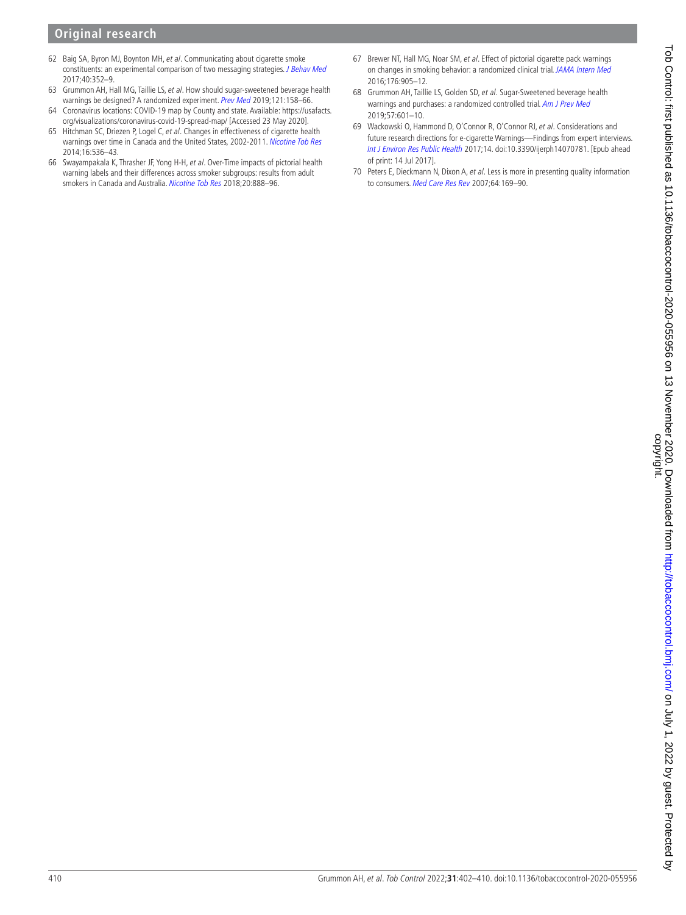62 Baig SA, Byron MJ, Boynton MH, *et al*. Communicating about cigarette smoke constituents: an experimental comparison of two messaging strategies. *J Behav Med* 2017;40:352–9.

63 Grummon AH, Hall MG, Taillie LS, *et al*. How should sugar-sweetened beverage health warnings be designed? A randomized experiment. *Prev Med* 2019;121:158–66.

64 Coronavirus locations: COVID-19 map by County and state. Available: https://usafacts.org/visualizations/coronavirus-covid-19-spread-map/ [Accessed 23 May 2020].

65 Hitchman SC, Driezen P, Logel C, *et al*. Changes in effectiveness of cigarette health warnings over time in Canada and the United States, 2002-2011. *Nicotine Tob Res* 2014;16:536–43.

66 Swayampakala K, Thrasher JF, Yong H-H, *et al*. Over-Time impacts of pictorial health warning labels and their differences across smoker subgroups: results from adult smokers in Canada and Australia. *Nicotine Tob Res* 2018;20:888–96.

67 Brewer NT, Hall MG, Noar SM, *et al*. Effect of pictorial cigarette pack warnings on changes in smoking behavior: a randomized clinical trial. *JAMA Intern Med* 2016;176:905–12.

68 Grummon AH, Taillie LS, Golden SD, *et al*. Sugar-Sweetened beverage health warnings and purchases: a randomized controlled trial. *Am J Prev Med* 2019;57:601–10.

69 Wackowski O, Hammond D, O'Connor R, O'Connor RJ, *et al*. Considerations and future research directions for e-cigarette Warnings—Findings from expert interviews. *Int J Environ Res Public Health* 2017;14. doi:10.3390/ijerph14070781. [Epub ahead of print: 14 Jul 2017].

70 Peters E, Dieckmann N, Dixon A, *et al*. Less is more in presenting quality information to consumers. *Med Care Res Rev* 2007;64:169–90.